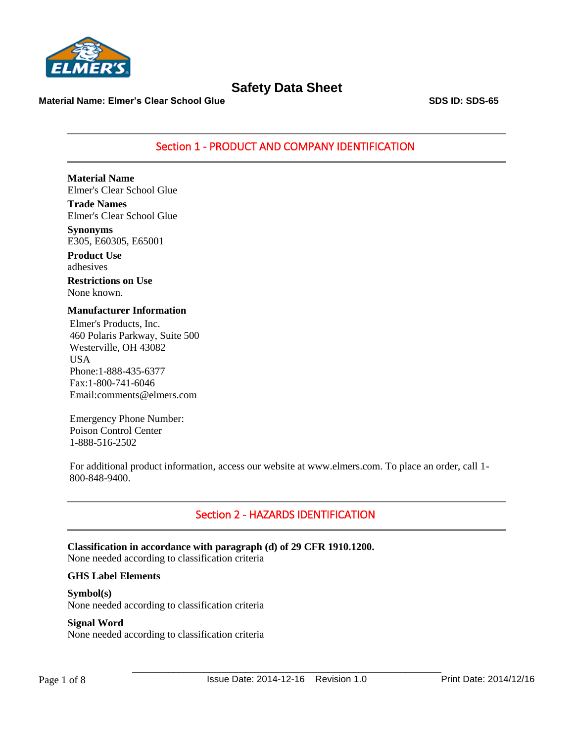# Safety Data Sheet

**Material Name: Elmer's Clear School Glue** **SDS ID: SDS-65**

## Section 1 - PRODUCT AND COMPANY IDENTIFICATION

**Material Name**
Elmer's Clear School Glue

**Trade Names**
Elmer's Clear School Glue

**Synonyms**
E305, E60305, E65001

**Product Use**
adhesives

**Restrictions on Use**
None known.

**Manufacturer Information**

Elmer's Products, Inc.
460 Polaris Parkway, Suite 500
Westerville, OH 43082
USA
Phone:1-888-435-6377
Fax:1-800-741-6046
Email:comments@elmers.com

Emergency Phone Number:
Poison Control Center
1-888-516-2502

For additional product information, access our website at www.elmers.com. To place an order, call 1-800-848-9400.

## Section 2 - HAZARDS IDENTIFICATION

**Classification in accordance with paragraph (d) of 29 CFR 1910.1200.**
None needed according to classification criteria

**GHS Label Elements**

**Symbol(s)**
None needed according to classification criteria

**Signal Word**
None needed according to classification criteria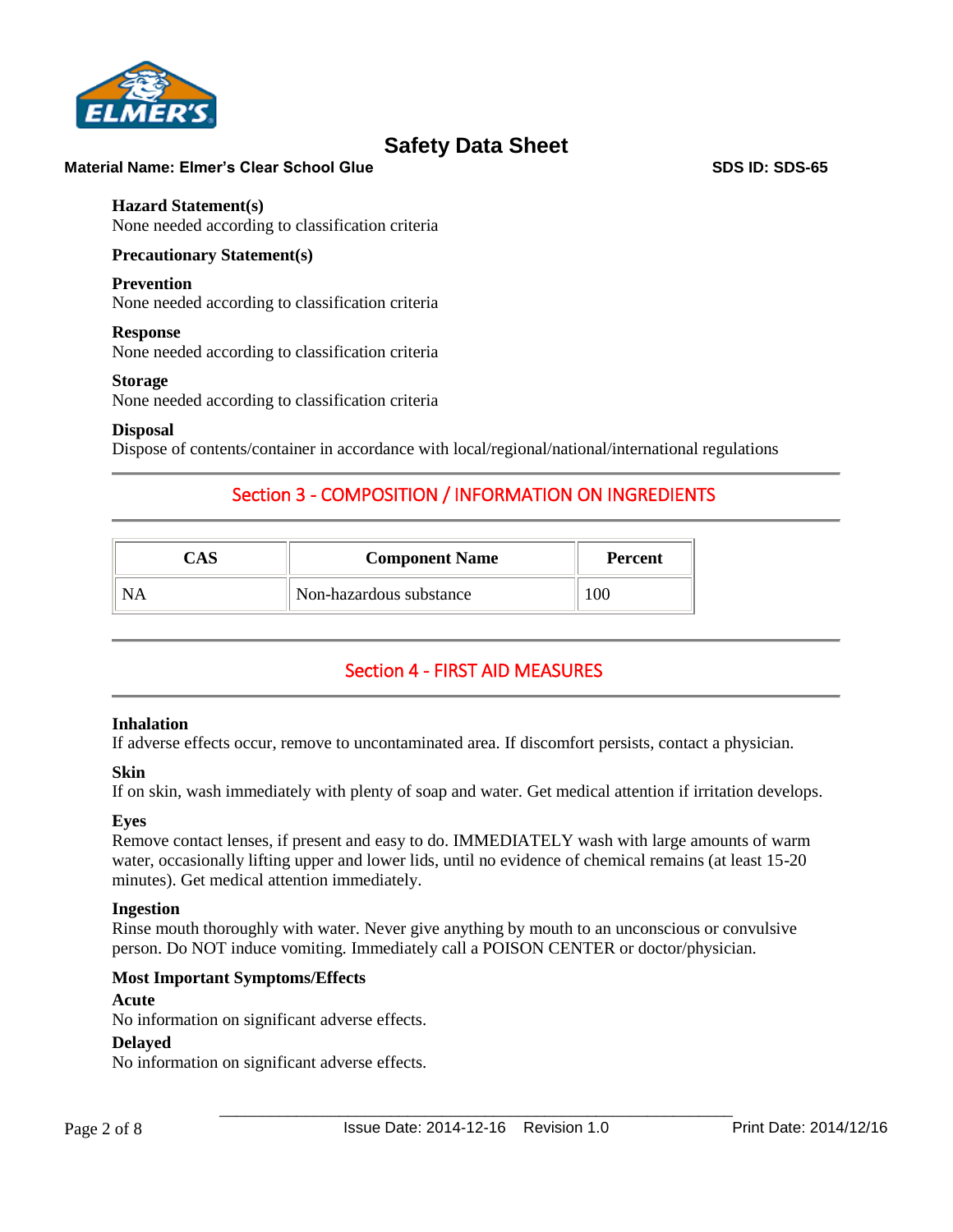**Hazard Statement(s)**
None needed according to classification criteria

**Precautionary Statement(s)**

**Prevention**
None needed according to classification criteria

**Response**
None needed according to classification criteria

**Storage**
None needed according to classification criteria

**Disposal**
Dispose of contents/container in accordance with local/regional/national/international regulations

## Section 3 - COMPOSITION / INFORMATION ON INGREDIENTS

| CAS | Component Name | Percent |
| --- | --- | --- |
| NA | Non-hazardous substance | 100 |

## Section 4 - FIRST AID MEASURES

**Inhalation**
If adverse effects occur, remove to uncontaminated area. If discomfort persists, contact a physician.

**Skin**
If on skin, wash immediately with plenty of soap and water. Get medical attention if irritation develops.

**Eyes**
Remove contact lenses, if present and easy to do. IMMEDIATELY wash with large amounts of warm water, occasionally lifting upper and lower lids, until no evidence of chemical remains (at least 15-20 minutes). Get medical attention immediately.

**Ingestion**
Rinse mouth thoroughly with water. Never give anything by mouth to an unconscious or convulsive person. Do NOT induce vomiting. Immediately call a POISON CENTER or doctor/physician.

**Most Important Symptoms/Effects**

**Acute**
No information on significant adverse effects.

**Delayed**
No information on significant adverse effects.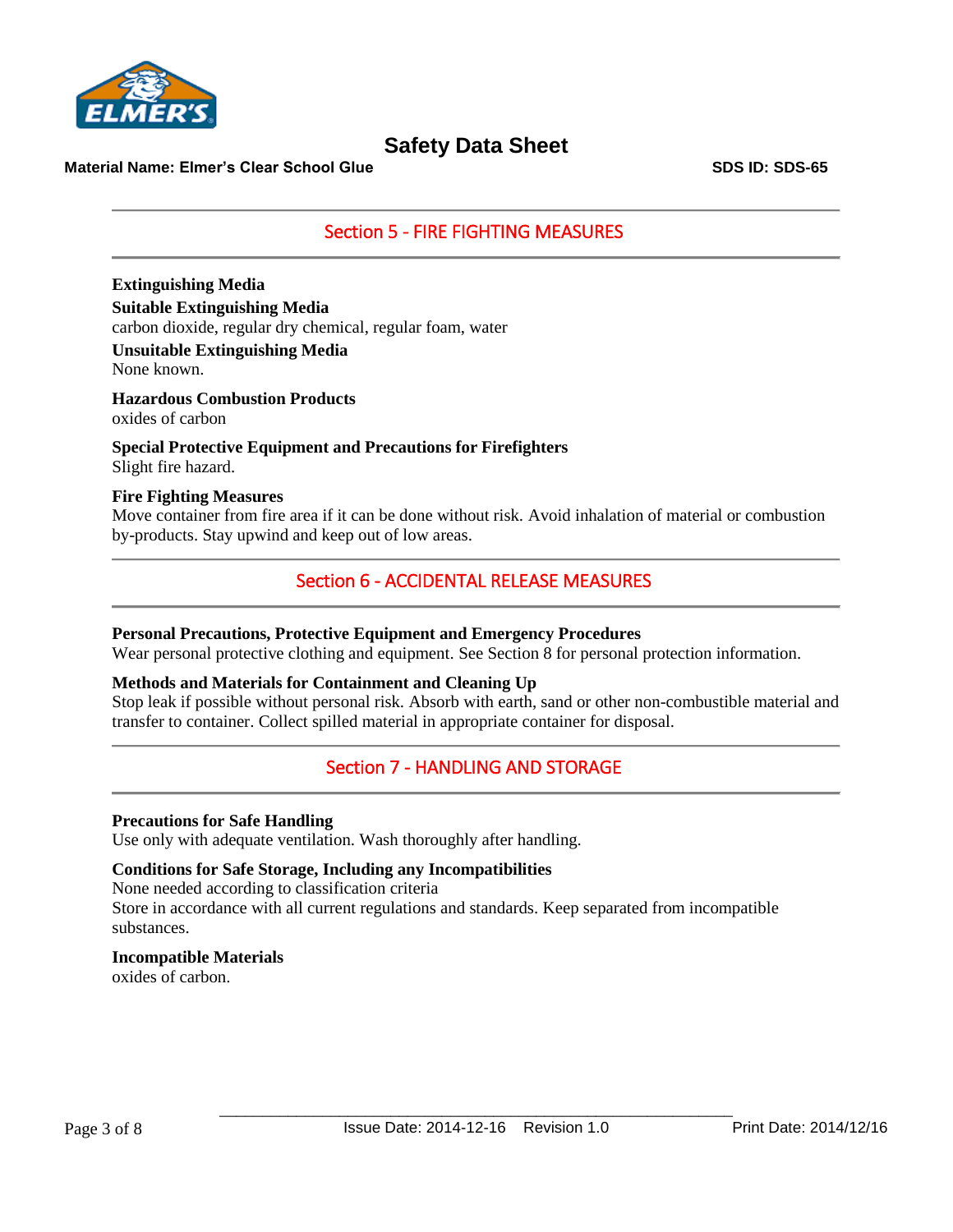## Section 5 - FIRE FIGHTING MEASURES

**Extinguishing Media**

**Suitable Extinguishing Media**

carbon dioxide, regular dry chemical, regular foam, water

**Unsuitable Extinguishing Media**

None known.

**Hazardous Combustion Products**

oxides of carbon

**Special Protective Equipment and Precautions for Firefighters**

Slight fire hazard.

**Fire Fighting Measures**

Move container from fire area if it can be done without risk. Avoid inhalation of material or combustion by-products. Stay upwind and keep out of low areas.

## Section 6 - ACCIDENTAL RELEASE MEASURES

**Personal Precautions, Protective Equipment and Emergency Procedures**

Wear personal protective clothing and equipment. See Section 8 for personal protection information.

**Methods and Materials for Containment and Cleaning Up**

Stop leak if possible without personal risk. Absorb with earth, sand or other non-combustible material and transfer to container. Collect spilled material in appropriate container for disposal.

## Section 7 - HANDLING AND STORAGE

**Precautions for Safe Handling**

Use only with adequate ventilation. Wash thoroughly after handling.

**Conditions for Safe Storage, Including any Incompatibilities**

None needed according to classification criteria

Store in accordance with all current regulations and standards. Keep separated from incompatible substances.

**Incompatible Materials**

oxides of carbon.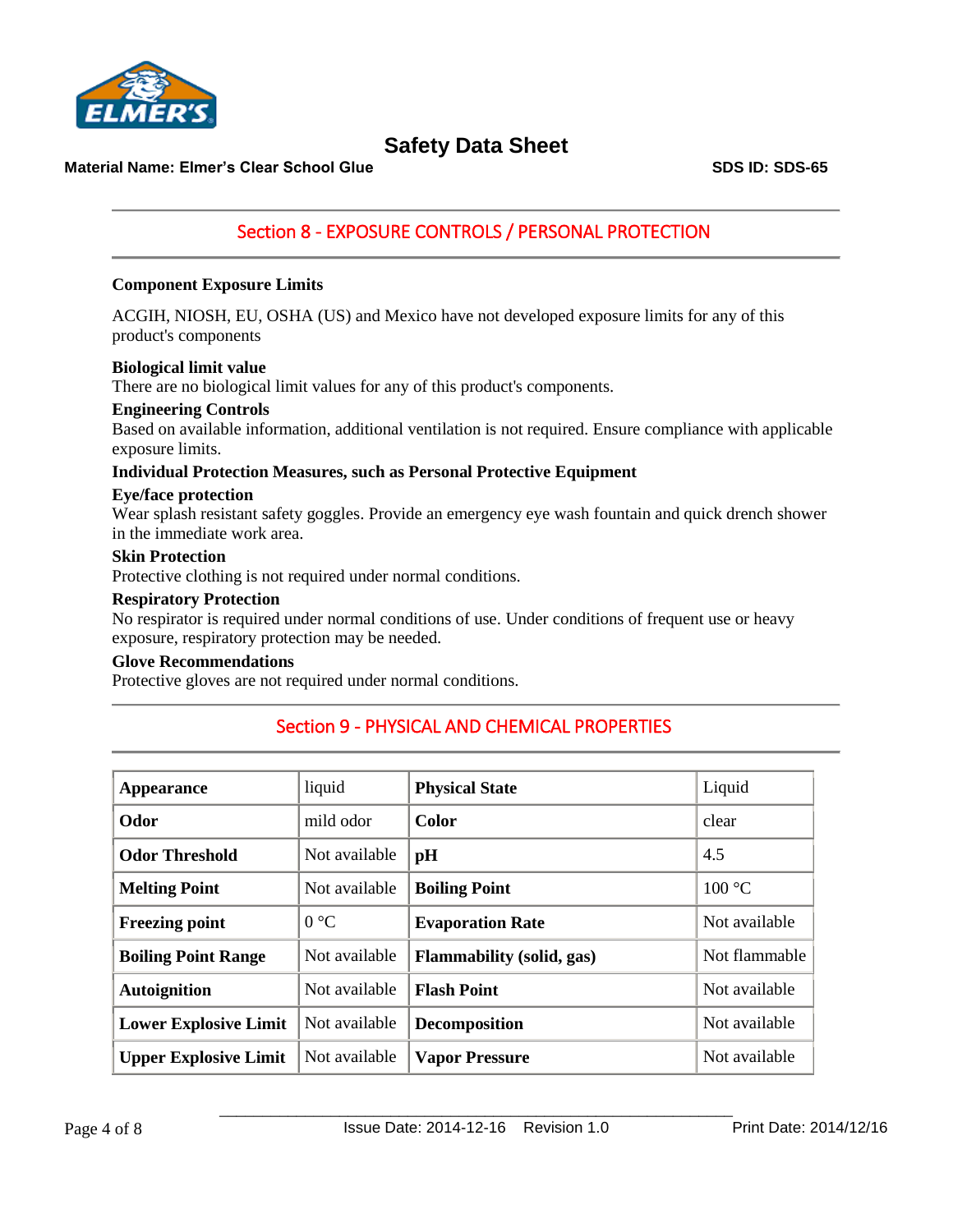## Section 8 - EXPOSURE CONTROLS / PERSONAL PROTECTION

**Component Exposure Limits**

ACGIH, NIOSH, EU, OSHA (US) and Mexico have not developed exposure limits for any of this product's components

**Biological limit value**
There are no biological limit values for any of this product's components.

**Engineering Controls**
Based on available information, additional ventilation is not required. Ensure compliance with applicable exposure limits.

**Individual Protection Measures, such as Personal Protective Equipment**

**Eye/face protection**
Wear splash resistant safety goggles. Provide an emergency eye wash fountain and quick drench shower in the immediate work area.

**Skin Protection**
Protective clothing is not required under normal conditions.

**Respiratory Protection**
No respirator is required under normal conditions of use. Under conditions of frequent use or heavy exposure, respiratory protection may be needed.

**Glove Recommendations**
Protective gloves are not required under normal conditions.

## Section 9 - PHYSICAL AND CHEMICAL PROPERTIES

| | | | |
|---|---|---|---|
| **Appearance** | liquid | **Physical State** | Liquid |
| **Odor** | mild odor | **Color** | clear |
| **Odor Threshold** | Not available | **pH** | 4.5 |
| **Melting Point** | Not available | **Boiling Point** | 100 °C |
| **Freezing point** | 0 °C | **Evaporation Rate** | Not available |
| **Boiling Point Range** | Not available | **Flammability (solid, gas)** | Not flammable |
| **Autoignition** | Not available | **Flash Point** | Not available |
| **Lower Explosive Limit** | Not available | **Decomposition** | Not available |
| **Upper Explosive Limit** | Not available | **Vapor Pressure** | Not available |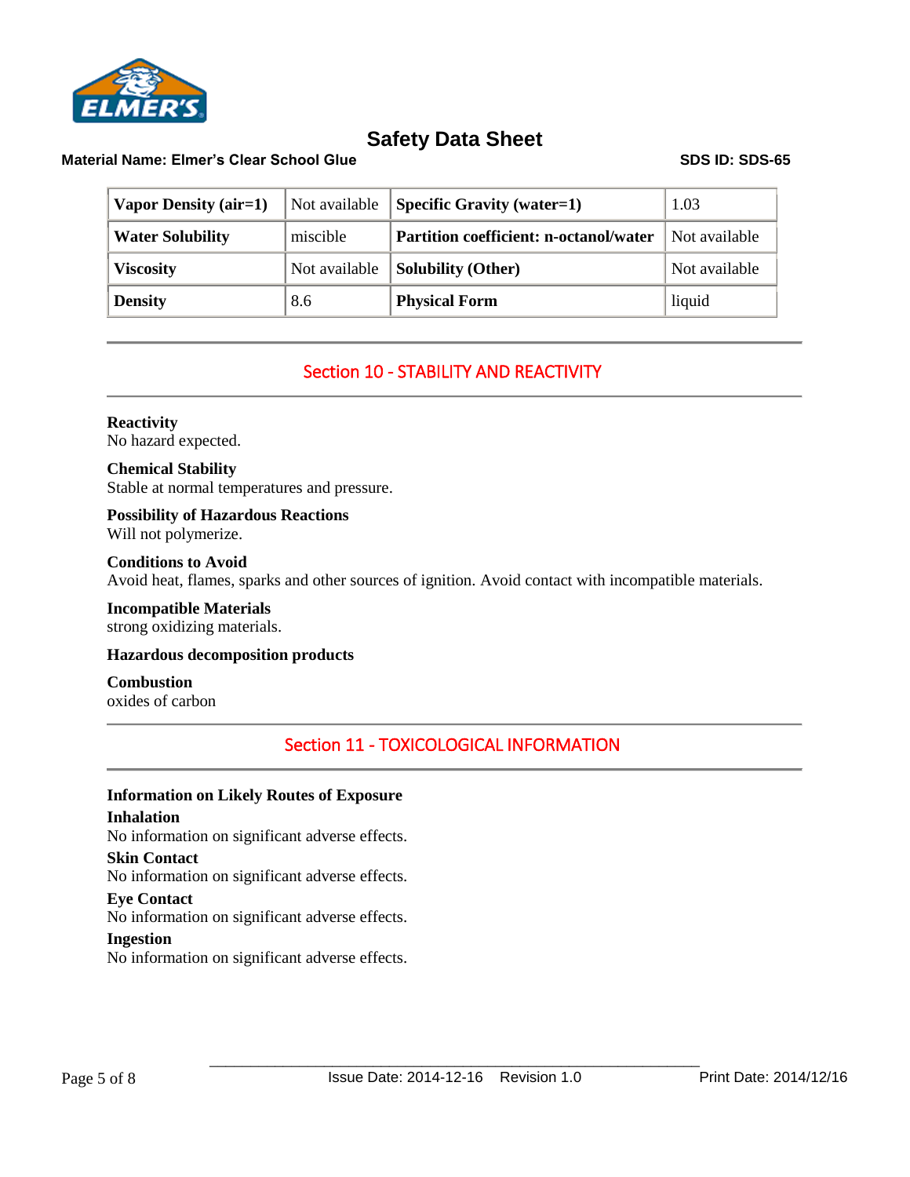| Vapor Density (air=1) | Not available | Specific Gravity (water=1) | 1.03 |
|---|---|---|---|
| Water Solubility | miscible | Partition coefficient: n-octanol/water | Not available |
| Viscosity | Not available | Solubility (Other) | Not available |
| Density | 8.6 | Physical Form | liquid |

## Section 10 - STABILITY AND REACTIVITY

**Reactivity**
No hazard expected.

**Chemical Stability**
Stable at normal temperatures and pressure.

**Possibility of Hazardous Reactions**
Will not polymerize.

**Conditions to Avoid**
Avoid heat, flames, sparks and other sources of ignition. Avoid contact with incompatible materials.

**Incompatible Materials**
strong oxidizing materials.

**Hazardous decomposition products**

**Combustion**
oxides of carbon

## Section 11 - TOXICOLOGICAL INFORMATION

**Information on Likely Routes of Exposure**

**Inhalation**
No information on significant adverse effects.

**Skin Contact**
No information on significant adverse effects.

**Eye Contact**
No information on significant adverse effects.

**Ingestion**
No information on significant adverse effects.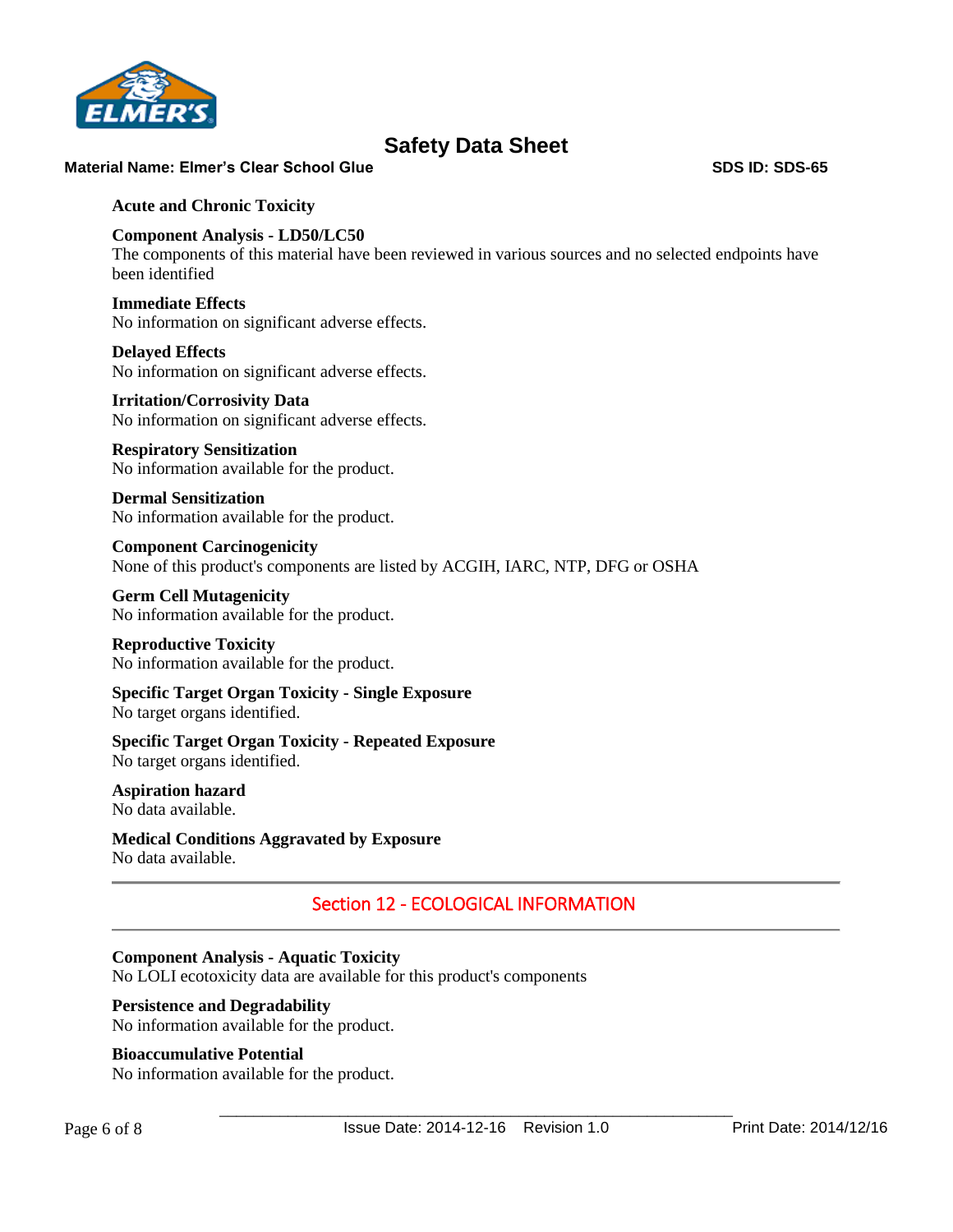### Acute and Chronic Toxicity

**Component Analysis - LD50/LC50**
The components of this material have been reviewed in various sources and no selected endpoints have been identified

**Immediate Effects**
No information on significant adverse effects.

**Delayed Effects**
No information on significant adverse effects.

**Irritation/Corrosivity Data**
No information on significant adverse effects.

**Respiratory Sensitization**
No information available for the product.

**Dermal Sensitization**
No information available for the product.

**Component Carcinogenicity**
None of this product's components are listed by ACGIH, IARC, NTP, DFG or OSHA

**Germ Cell Mutagenicity**
No information available for the product.

**Reproductive Toxicity**
No information available for the product.

**Specific Target Organ Toxicity - Single Exposure**
No target organs identified.

**Specific Target Organ Toxicity - Repeated Exposure**
No target organs identified.

**Aspiration hazard**
No data available.

**Medical Conditions Aggravated by Exposure**
No data available.

## Section 12 - ECOLOGICAL INFORMATION

**Component Analysis - Aquatic Toxicity**
No LOLI ecotoxicity data are available for this product's components

**Persistence and Degradability**
No information available for the product.

**Bioaccumulative Potential**
No information available for the product.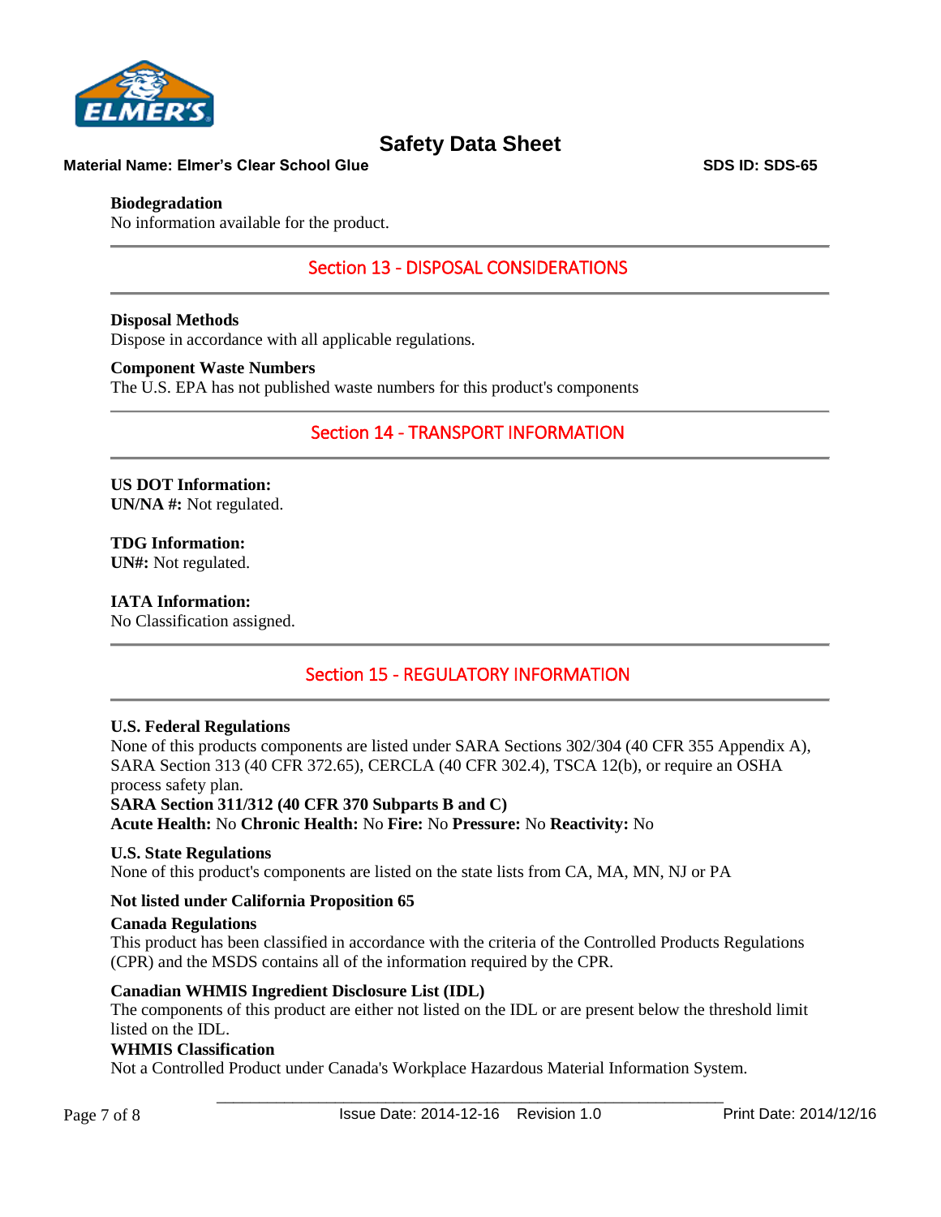**Biodegradation**
No information available for the product.

## Section 13 - DISPOSAL CONSIDERATIONS

**Disposal Methods**
Dispose in accordance with all applicable regulations.

**Component Waste Numbers**
The U.S. EPA has not published waste numbers for this product's components

## Section 14 - TRANSPORT INFORMATION

**US DOT Information:**
**UN/NA #:** Not regulated.

**TDG Information:**
**UN#:** Not regulated.

**IATA Information:**
No Classification assigned.

## Section 15 - REGULATORY INFORMATION

**U.S. Federal Regulations**
None of this products components are listed under SARA Sections 302/304 (40 CFR 355 Appendix A), SARA Section 313 (40 CFR 372.65), CERCLA (40 CFR 302.4), TSCA 12(b), or require an OSHA process safety plan.
**SARA Section 311/312 (40 CFR 370 Subparts B and C)**
**Acute Health:** No **Chronic Health:** No **Fire:** No **Pressure:** No **Reactivity:** No

**U.S. State Regulations**
None of this product's components are listed on the state lists from CA, MA, MN, NJ or PA

**Not listed under California Proposition 65**

**Canada Regulations**
This product has been classified in accordance with the criteria of the Controlled Products Regulations (CPR) and the MSDS contains all of the information required by the CPR.

**Canadian WHMIS Ingredient Disclosure List (IDL)**
The components of this product are either not listed on the IDL or are present below the threshold limit listed on the IDL.
**WHMIS Classification**
Not a Controlled Product under Canada's Workplace Hazardous Material Information System.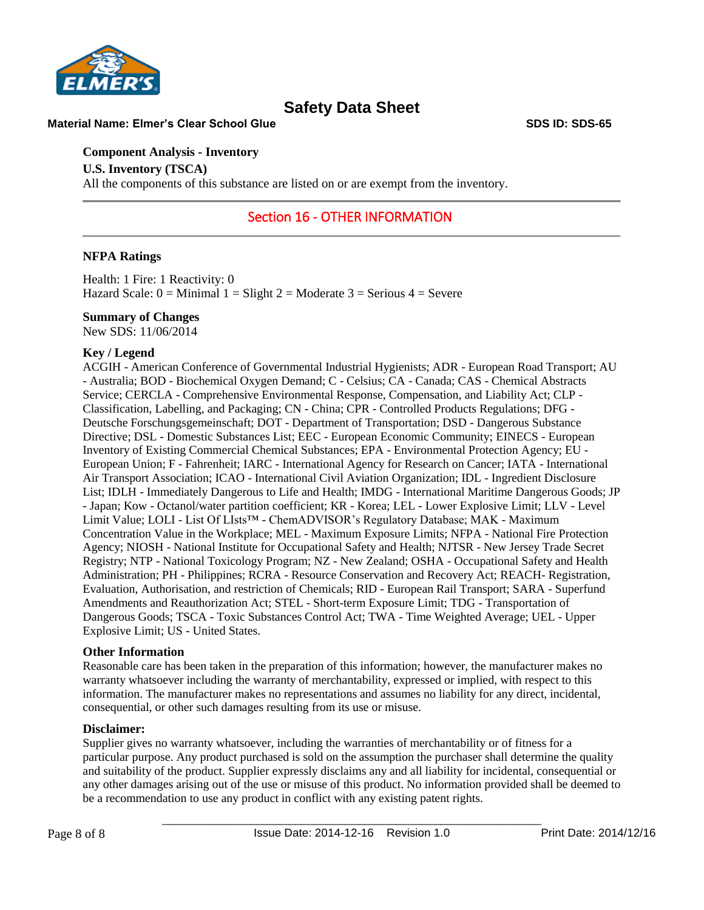**Component Analysis - Inventory**

**U.S. Inventory (TSCA)**

All the components of this substance are listed on or are exempt from the inventory.

## Section 16 - OTHER INFORMATION

**NFPA Ratings**

Health: 1 Fire: 1 Reactivity: 0
Hazard Scale: 0 = Minimal 1 = Slight 2 = Moderate 3 = Serious 4 = Severe

**Summary of Changes**

New SDS: 11/06/2014

**Key / Legend**

ACGIH - American Conference of Governmental Industrial Hygienists; ADR - European Road Transport; AU - Australia; BOD - Biochemical Oxygen Demand; C - Celsius; CA - Canada; CAS - Chemical Abstracts Service; CERCLA - Comprehensive Environmental Response, Compensation, and Liability Act; CLP - Classification, Labelling, and Packaging; CN - China; CPR - Controlled Products Regulations; DFG - Deutsche Forschungsgemeinschaft; DOT - Department of Transportation; DSD - Dangerous Substance Directive; DSL - Domestic Substances List; EEC - European Economic Community; EINECS - European Inventory of Existing Commercial Chemical Substances; EPA - Environmental Protection Agency; EU - European Union; F - Fahrenheit; IARC - International Agency for Research on Cancer; IATA - International Air Transport Association; ICAO - International Civil Aviation Organization; IDL - Ingredient Disclosure List; IDLH - Immediately Dangerous to Life and Health; IMDG - International Maritime Dangerous Goods; JP - Japan; Kow - Octanol/water partition coefficient; KR - Korea; LEL - Lower Explosive Limit; LLV - Level Limit Value; LOLI - List Of LIsts™ - ChemADVISOR's Regulatory Database; MAK - Maximum Concentration Value in the Workplace; MEL - Maximum Exposure Limits; NFPA - National Fire Protection Agency; NIOSH - National Institute for Occupational Safety and Health; NJTSR - New Jersey Trade Secret Registry; NTP - National Toxicology Program; NZ - New Zealand; OSHA - Occupational Safety and Health Administration; PH - Philippines; RCRA - Resource Conservation and Recovery Act; REACH- Registration, Evaluation, Authorisation, and restriction of Chemicals; RID - European Rail Transport; SARA - Superfund Amendments and Reauthorization Act; STEL - Short-term Exposure Limit; TDG - Transportation of Dangerous Goods; TSCA - Toxic Substances Control Act; TWA - Time Weighted Average; UEL - Upper Explosive Limit; US - United States.

**Other Information**

Reasonable care has been taken in the preparation of this information; however, the manufacturer makes no warranty whatsoever including the warranty of merchantability, expressed or implied, with respect to this information. The manufacturer makes no representations and assumes no liability for any direct, incidental, consequential, or other such damages resulting from its use or misuse.

**Disclaimer:**

Supplier gives no warranty whatsoever, including the warranties of merchantability or of fitness for a particular purpose. Any product purchased is sold on the assumption the purchaser shall determine the quality and suitability of the product. Supplier expressly disclaims any and all liability for incidental, consequential or any other damages arising out of the use or misuse of this product. No information provided shall be deemed to be a recommendation to use any product in conflict with any existing patent rights.